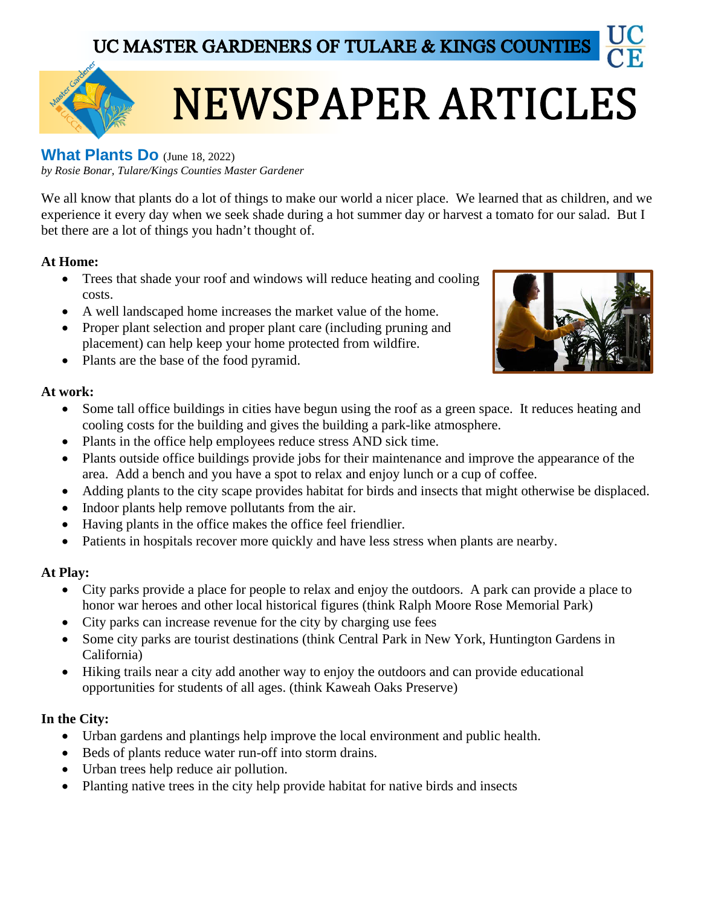UC MASTER GARDENERS OF TULARE & KINGS COUNTIES

# NEWSPAPER ARTICLES

## What Plants Do (June 18, 2022)

*by Rosie Bonar, Tulare/Kings Counties Master Gardener*

We all know that plants do a lot of things to make our world a nicer place. We learned that as children, and we experience it every day when we seek shade during a hot summer day or harvest a tomato for our salad. But I bet there are a lot of things you hadn't thought of.

**At Home:**

- Trees that shade your roof and windows will reduce heating and cooling costs.
- A well landscaped home increases the market value of the home.
- Proper plant selection and proper plant care (including pruning and placement) can help keep your home protected from wildfire.
- Plants are the base of the food pyramid.

**At work:**

- Some tall office buildings in cities have begun using the roof as a green space. It reduces heating and cooling costs for the building and gives the building a park-like atmosphere.
- Plants in the office help employees reduce stress AND sick time.
- Plants outside office buildings provide jobs for their maintenance and improve the appearance of the area. Add a bench and you have a spot to relax and enjoy lunch or a cup of coffee.
- Adding plants to the city scape provides habitat for birds and insects that might otherwise be displaced.
- Indoor plants help remove pollutants from the air.
- Having plants in the office makes the office feel friendlier.
- Patients in hospitals recover more quickly and have less stress when plants are nearby.

**At Play:**

- City parks provide a place for people to relax and enjoy the outdoors. A park can provide a place to honor war heroes and other local historical figures (think Ralph Moore Rose Memorial Park)
- City parks can increase revenue for the city by charging use fees
- Some city parks are tourist destinations (think Central Park in New York, Huntington Gardens in California)
- Hiking trails near a city add another way to enjoy the outdoors and can provide educational opportunities for students of all ages. (think Kaweah Oaks Preserve)

**In the City:**

- Urban gardens and plantings help improve the local environment and public health.
- Beds of plants reduce water run-off into storm drains.
- Urban trees help reduce air pollution.
- Planting native trees in the city help provide habitat for native birds and insects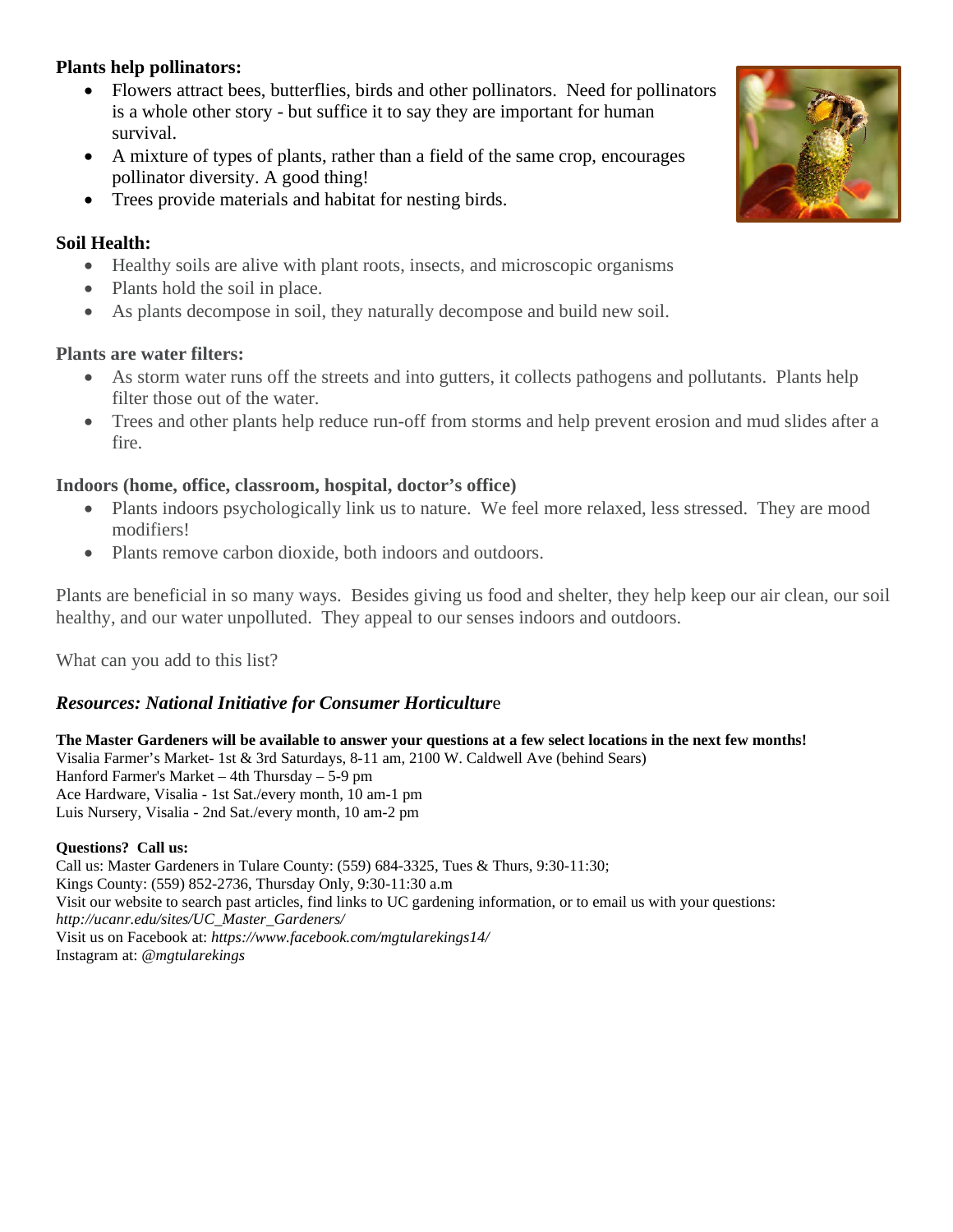**Plants help pollinators:**

- Flowers attract bees, butterflies, birds and other pollinators. Need for pollinators is a whole other story - but suffice it to say they are important for human survival.
- A mixture of types of plants, rather than a field of the same crop, encourages pollinator diversity. A good thing!
- Trees provide materials and habitat for nesting birds.

**Soil Health:**

- Healthy soils are alive with plant roots, insects, and microscopic organisms
- Plants hold the soil in place.
- As plants decompose in soil, they naturally decompose and build new soil.

**Plants are water filters:**

- As storm water runs off the streets and into gutters, it collects pathogens and pollutants. Plants help filter those out of the water.
- Trees and other plants help reduce run-off from storms and help prevent erosion and mud slides after a fire.

**Indoors (home, office, classroom, hospital, doctor's office)**

- Plants indoors psychologically link us to nature. We feel more relaxed, less stressed. They are mood modifiers!
- Plants remove carbon dioxide, both indoors and outdoors.

Plants are beneficial in so many ways. Besides giving us food and shelter, they help keep our air clean, our soil healthy, and our water unpolluted. They appeal to our senses indoors and outdoors.

What can you add to this list?

***Resources: National Initiative for Consumer Horticultur*e**

**The Master Gardeners will be available to answer your questions at a few select locations in the next few months!**
Visalia Farmer's Market- 1st & 3rd Saturdays, 8-11 am, 2100 W. Caldwell Ave (behind Sears)
Hanford Farmer's Market – 4th Thursday – 5-9 pm
Ace Hardware, Visalia - 1st Sat./every month, 10 am-1 pm
Luis Nursery, Visalia - 2nd Sat./every month, 10 am-2 pm

**Questions? Call us:**
Call us: Master Gardeners in Tulare County: (559) 684-3325, Tues & Thurs, 9:30-11:30;
Kings County: (559) 852-2736, Thursday Only, 9:30-11:30 a.m
Visit our website to search past articles, find links to UC gardening information, or to email us with your questions:
*http://ucanr.edu/sites/UC_Master_Gardeners/*
Visit us on Facebook at: *https://www.facebook.com/mgtularekings14/*
Instagram at: *@mgtularekings*